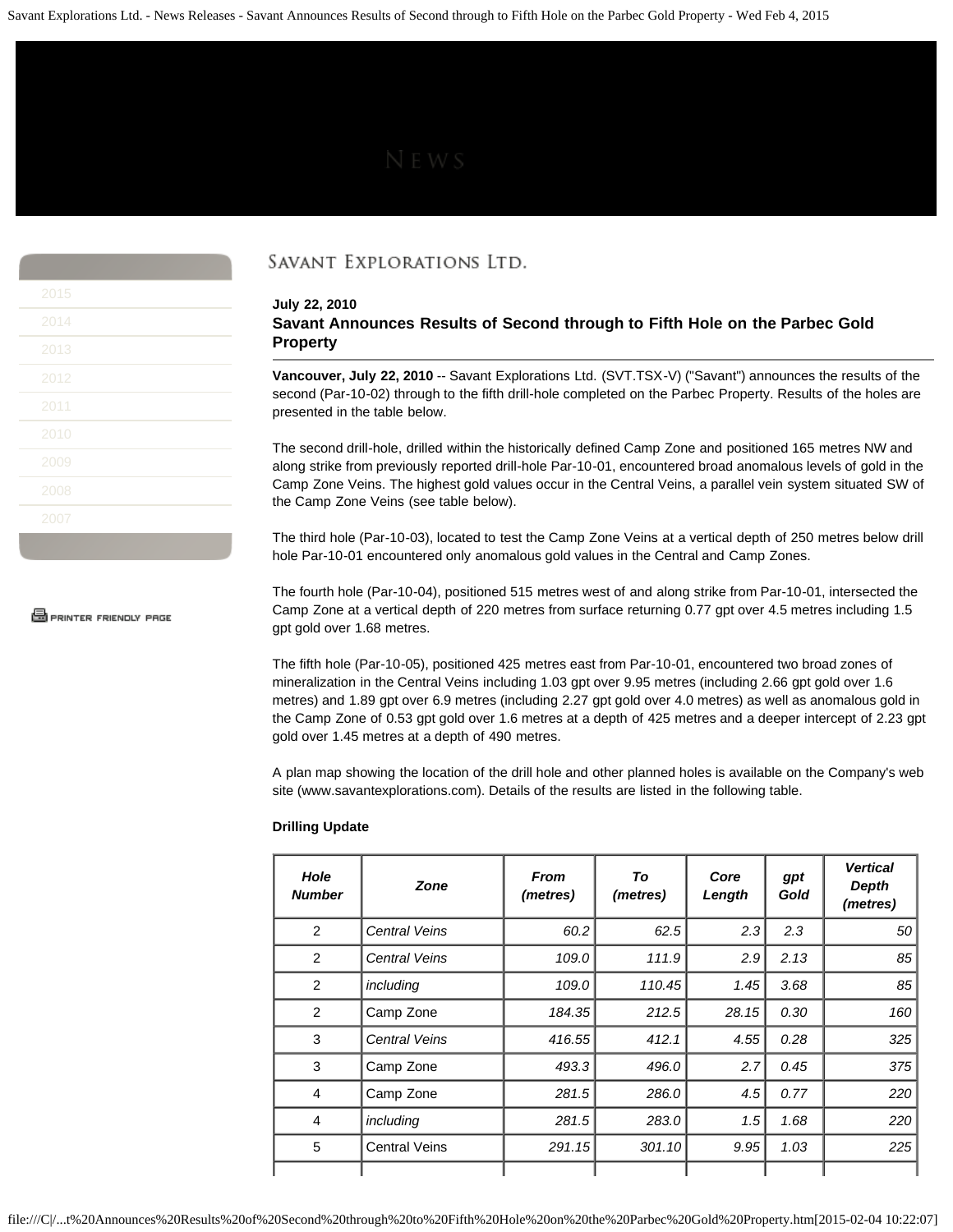# News

Savant Explorations Ltd.

2015
2014
2013
2012
2011
2010
2009
2008
2007

PRINTER FRIENDLY PAGE

**July 22, 2010**

## Savant Announces Results of Second through to Fifth Hole on the Parbec Gold Property

**Vancouver, July 22, 2010** -- Savant Explorations Ltd. (SVT.TSX-V) ("Savant") announces the results of the second (Par-10-02) through to the fifth drill-hole completed on the Parbec Property. Results of the holes are presented in the table below.

The second drill-hole, drilled within the historically defined Camp Zone and positioned 165 metres NW and along strike from previously reported drill-hole Par-10-01, encountered broad anomalous levels of gold in the Camp Zone Veins. The highest gold values occur in the Central Veins, a parallel vein system situated SW of the Camp Zone Veins (see table below).

The third hole (Par-10-03), located to test the Camp Zone Veins at a vertical depth of 250 metres below drill hole Par-10-01 encountered only anomalous gold values in the Central and Camp Zones.

The fourth hole (Par-10-04), positioned 515 metres west of and along strike from Par-10-01, intersected the Camp Zone at a vertical depth of 220 metres from surface returning 0.77 gpt over 4.5 metres including 1.5 gpt gold over 1.68 metres.

The fifth hole (Par-10-05), positioned 425 metres east from Par-10-01, encountered two broad zones of mineralization in the Central Veins including 1.03 gpt over 9.95 metres (including 2.66 gpt gold over 1.6 metres) and 1.89 gpt over 6.9 metres (including 2.27 gpt gold over 4.0 metres) as well as anomalous gold in the Camp Zone of 0.53 gpt gold over 1.6 metres at a depth of 425 metres and a deeper intercept of 2.23 gpt gold over 1.45 metres at a depth of 490 metres.

A plan map showing the location of the drill hole and other planned holes is available on the Company's web site (www.savantexplorations.com). Details of the results are listed in the following table.

**Drilling Update**

| *Hole Number* | *Zone* | *From (metres)* | *To (metres)* | *Core Length* | *gpt Gold* | *Vertical Depth (metres)* |
|---|---|---|---|---|---|---|
| 2 | *Central Veins* | *60.2* | *62.5* | *2.3* | *2.3* | *50* |
| 2 | *Central Veins* | *109.0* | *111.9* | *2.9* | *2.13* | *85* |
| 2 | *including* | *109.0* | *110.45* | *1.45* | *3.68* | *85* |
| 2 | Camp Zone | *184.35* | *212.5* | *28.15* | *0.30* | *160* |
| 3 | *Central Veins* | *416.55* | *412.1* | *4.55* | *0.28* | *325* |
| 3 | Camp Zone | *493.3* | *496.0* | *2.7* | *0.45* | *375* |
| 4 | Camp Zone | *281.5* | *286.0* | *4.5* | *0.77* | *220* |
| 4 | *including* | *281.5* | *283.0* | *1.5* | *1.68* | *220* |
| 5 | Central Veins | *291.15* | *301.10* | *9.95* | *1.03* | *225* |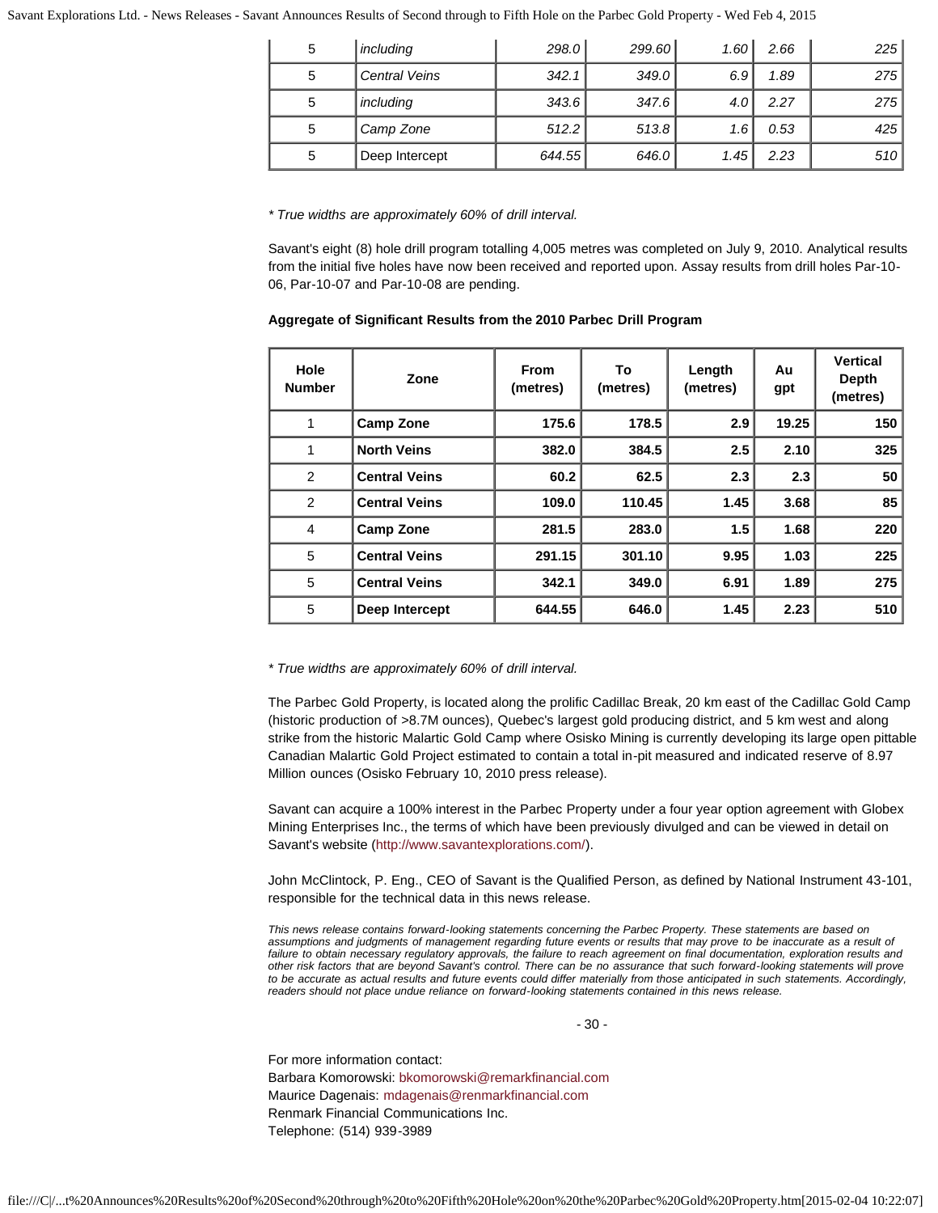| 5 | *including* | *298.0* | *299.60* | *1.60* | *2.66* | *225* |
|---|---|---|---|---|---|---|
| 5 | *Central Veins* | *342.1* | *349.0* | *6.9* | *1.89* | *275* |
| 5 | *including* | *343.6* | *347.6* | *4.0* | *2.27* | *275* |
| 5 | *Camp Zone* | *512.2* | *513.8* | *1.6* | *0.53* | *425* |
| 5 | Deep Intercept | *644.55* | *646.0* | *1.45* | *2.23* | *510* |

*\* True widths are approximately 60% of drill interval.*

Savant's eight (8) hole drill program totalling 4,005 metres was completed on July 9, 2010. Analytical results from the initial five holes have now been received and reported upon. Assay results from drill holes Par-10-06, Par-10-07 and Par-10-08 are pending.

**Aggregate of Significant Results from the 2010 Parbec Drill Program**

| Hole Number | Zone | From (metres) | To (metres) | Length (metres) | Au gpt | Vertical Depth (metres) |
|---|---|---|---|---|---|---|
| 1 | **Camp Zone** | **175.6** | **178.5** | **2.9** | **19.25** | **150** |
| 1 | **North Veins** | **382.0** | **384.5** | **2.5** | **2.10** | **325** |
| 2 | **Central Veins** | **60.2** | **62.5** | **2.3** | **2.3** | **50** |
| 2 | **Central Veins** | **109.0** | **110.45** | **1.45** | **3.68** | **85** |
| 4 | **Camp Zone** | **281.5** | **283.0** | **1.5** | **1.68** | **220** |
| 5 | **Central Veins** | **291.15** | **301.10** | **9.95** | **1.03** | **225** |
| 5 | **Central Veins** | **342.1** | **349.0** | **6.91** | **1.89** | **275** |
| 5 | **Deep Intercept** | **644.55** | **646.0** | **1.45** | **2.23** | **510** |

*\* True widths are approximately 60% of drill interval.*

The Parbec Gold Property, is located along the prolific Cadillac Break, 20 km east of the Cadillac Gold Camp (historic production of >8.7M ounces), Quebec's largest gold producing district, and 5 km west and along strike from the historic Malartic Gold Camp where Osisko Mining is currently developing its large open pittable Canadian Malartic Gold Project estimated to contain a total in-pit measured and indicated reserve of 8.97 Million ounces (Osisko February 10, 2010 press release).

Savant can acquire a 100% interest in the Parbec Property under a four year option agreement with Globex Mining Enterprises Inc., the terms of which have been previously divulged and can be viewed in detail on Savant's website (http://www.savantexplorations.com/).

John McClintock, P. Eng., CEO of Savant is the Qualified Person, as defined by National Instrument 43-101, responsible for the technical data in this news release.

*This news release contains forward-looking statements concerning the Parbec Property. These statements are based on assumptions and judgments of management regarding future events or results that may prove to be inaccurate as a result of failure to obtain necessary regulatory approvals, the failure to reach agreement on final documentation, exploration results and other risk factors that are beyond Savant's control. There can be no assurance that such forward-looking statements will prove to be accurate as actual results and future events could differ materially from those anticipated in such statements. Accordingly, readers should not place undue reliance on forward-looking statements contained in this news release.*

- 30 -

For more information contact:
Barbara Komorowski: bkomorowski@remarkfinancial.com
Maurice Dagenais: mdagenais@renmarkfinancial.com
Renmark Financial Communications Inc.
Telephone: (514) 939-3989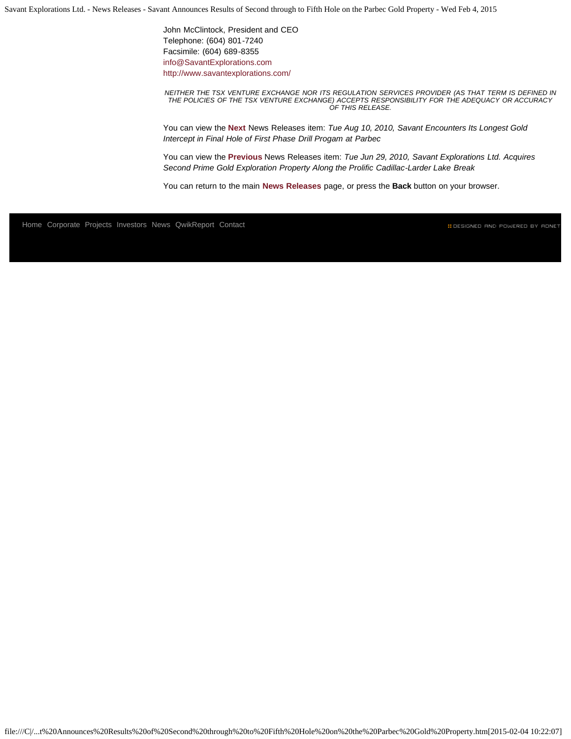John McClintock, President and CEO
Telephone: (604) 801-7240
Facsimile: (604) 689-8355
info@SavantExplorations.com
http://www.savantexplorations.com/

*NEITHER THE TSX VENTURE EXCHANGE NOR ITS REGULATION SERVICES PROVIDER (AS THAT TERM IS DEFINED IN THE POLICIES OF THE TSX VENTURE EXCHANGE) ACCEPTS RESPONSIBILITY FOR THE ADEQUACY OR ACCURACY OF THIS RELEASE.*

You can view the **Next** News Releases item: *Tue Aug 10, 2010, Savant Encounters Its Longest Gold Intercept in Final Hole of First Phase Drill Progam at Parbec*

You can view the **Previous** News Releases item: *Tue Jun 29, 2010, Savant Explorations Ltd. Acquires Second Prime Gold Exploration Property Along the Prolific Cadillac-Larder Lake Break*

You can return to the main **News Releases** page, or press the **Back** button on your browser.

Home Corporate Projects Investors News QwikReport Contact

DESIGNED AND POWERED BY ADNET